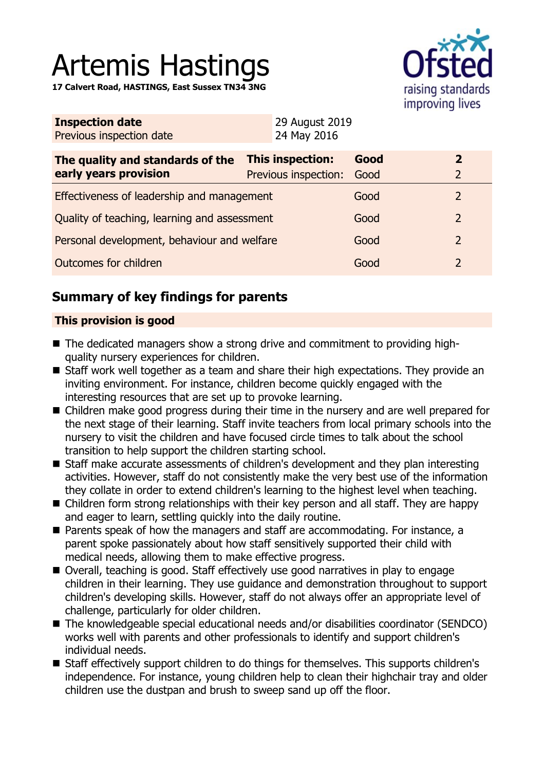# Artemis Hastings

**17 Calvert Road, HASTINGS, East Sussex TN34 3NG**

| **Inspection date** | 29 August 2019 |
|---|---|
| Previous inspection date | 24 May 2016 |

| **The quality and standards of the early years provision** | **This inspection:** | **Good** | **2** |
|---|---|---|---|
| | Previous inspection: | Good | 2 |
| Effectiveness of leadership and management | | Good | 2 |
| Quality of teaching, learning and assessment | | Good | 2 |
| Personal development, behaviour and welfare | | Good | 2 |
| Outcomes for children | | Good | 2 |

## Summary of key findings for parents

### This provision is good

- The dedicated managers show a strong drive and commitment to providing high-quality nursery experiences for children.
- Staff work well together as a team and share their high expectations. They provide an inviting environment. For instance, children become quickly engaged with the interesting resources that are set up to provoke learning.
- Children make good progress during their time in the nursery and are well prepared for the next stage of their learning. Staff invite teachers from local primary schools into the nursery to visit the children and have focused circle times to talk about the school transition to help support the children starting school.
- Staff make accurate assessments of children's development and they plan interesting activities. However, staff do not consistently make the very best use of the information they collate in order to extend children's learning to the highest level when teaching.
- Children form strong relationships with their key person and all staff. They are happy and eager to learn, settling quickly into the daily routine.
- Parents speak of how the managers and staff are accommodating. For instance, a parent spoke passionately about how staff sensitively supported their child with medical needs, allowing them to make effective progress.
- Overall, teaching is good. Staff effectively use good narratives in play to engage children in their learning. They use guidance and demonstration throughout to support children's developing skills. However, staff do not always offer an appropriate level of challenge, particularly for older children.
- The knowledgeable special educational needs and/or disabilities coordinator (SENDCO) works well with parents and other professionals to identify and support children's individual needs.
- Staff effectively support children to do things for themselves. This supports children's independence. For instance, young children help to clean their highchair tray and older children use the dustpan and brush to sweep sand up off the floor.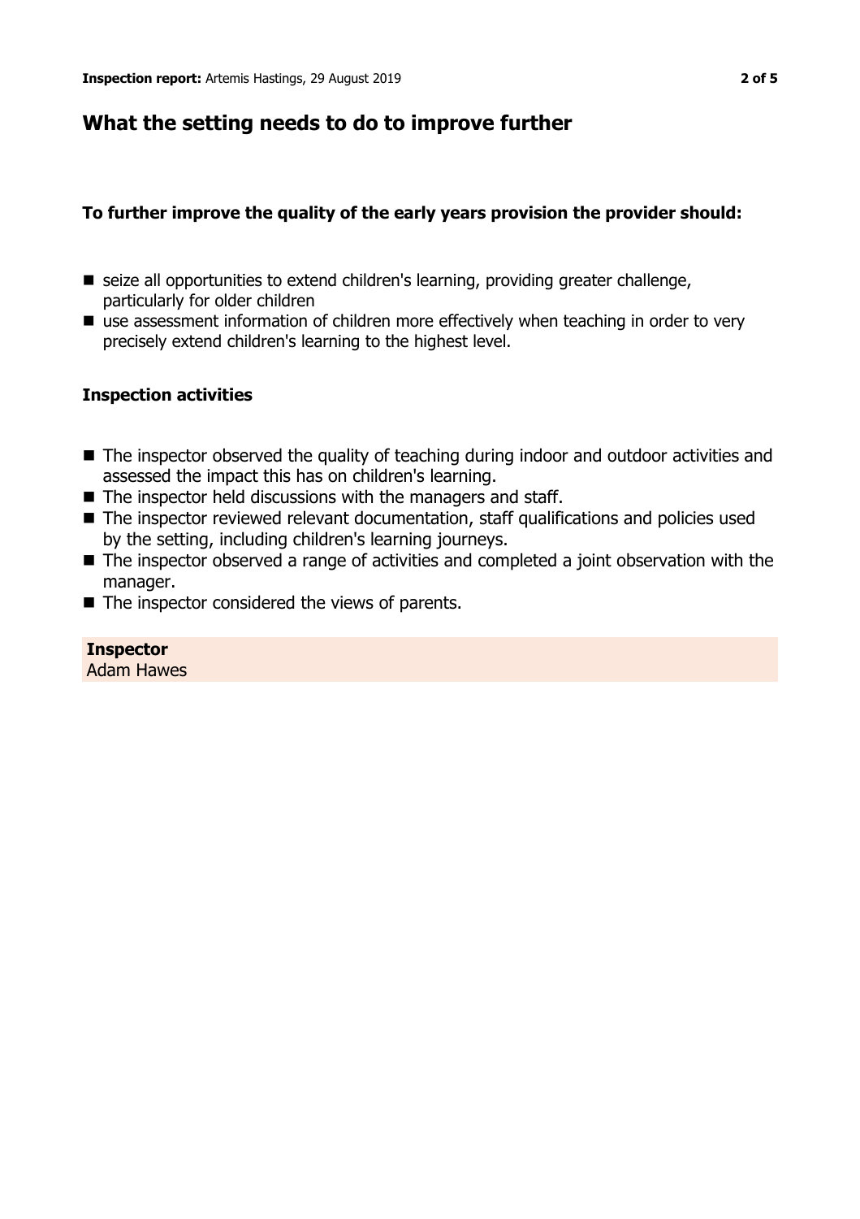## What the setting needs to do to improve further

### To further improve the quality of the early years provision the provider should:

- seize all opportunities to extend children's learning, providing greater challenge, particularly for older children
- use assessment information of children more effectively when teaching in order to very precisely extend children's learning to the highest level.

### Inspection activities

- The inspector observed the quality of teaching during indoor and outdoor activities and assessed the impact this has on children's learning.
- The inspector held discussions with the managers and staff.
- The inspector reviewed relevant documentation, staff qualifications and policies used by the setting, including children's learning journeys.
- The inspector observed a range of activities and completed a joint observation with the manager.
- The inspector considered the views of parents.

**Inspector**
Adam Hawes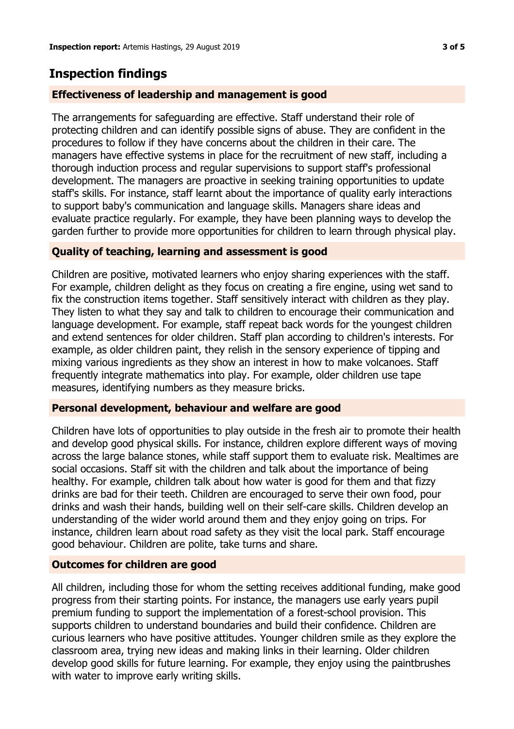## Inspection findings

### Effectiveness of leadership and management is good

The arrangements for safeguarding are effective. Staff understand their role of protecting children and can identify possible signs of abuse. They are confident in the procedures to follow if they have concerns about the children in their care. The managers have effective systems in place for the recruitment of new staff, including a thorough induction process and regular supervisions to support staff's professional development. The managers are proactive in seeking training opportunities to update staff's skills. For instance, staff learnt about the importance of quality early interactions to support baby's communication and language skills. Managers share ideas and evaluate practice regularly. For example, they have been planning ways to develop the garden further to provide more opportunities for children to learn through physical play.

### Quality of teaching, learning and assessment is good

Children are positive, motivated learners who enjoy sharing experiences with the staff. For example, children delight as they focus on creating a fire engine, using wet sand to fix the construction items together. Staff sensitively interact with children as they play. They listen to what they say and talk to children to encourage their communication and language development. For example, staff repeat back words for the youngest children and extend sentences for older children. Staff plan according to children's interests. For example, as older children paint, they relish in the sensory experience of tipping and mixing various ingredients as they show an interest in how to make volcanoes. Staff frequently integrate mathematics into play. For example, older children use tape measures, identifying numbers as they measure bricks.

### Personal development, behaviour and welfare are good

Children have lots of opportunities to play outside in the fresh air to promote their health and develop good physical skills. For instance, children explore different ways of moving across the large balance stones, while staff support them to evaluate risk. Mealtimes are social occasions. Staff sit with the children and talk about the importance of being healthy. For example, children talk about how water is good for them and that fizzy drinks are bad for their teeth. Children are encouraged to serve their own food, pour drinks and wash their hands, building well on their self-care skills. Children develop an understanding of the wider world around them and they enjoy going on trips. For instance, children learn about road safety as they visit the local park. Staff encourage good behaviour. Children are polite, take turns and share.

### Outcomes for children are good

All children, including those for whom the setting receives additional funding, make good progress from their starting points. For instance, the managers use early years pupil premium funding to support the implementation of a forest-school provision. This supports children to understand boundaries and build their confidence. Children are curious learners who have positive attitudes. Younger children smile as they explore the classroom area, trying new ideas and making links in their learning. Older children develop good skills for future learning. For example, they enjoy using the paintbrushes with water to improve early writing skills.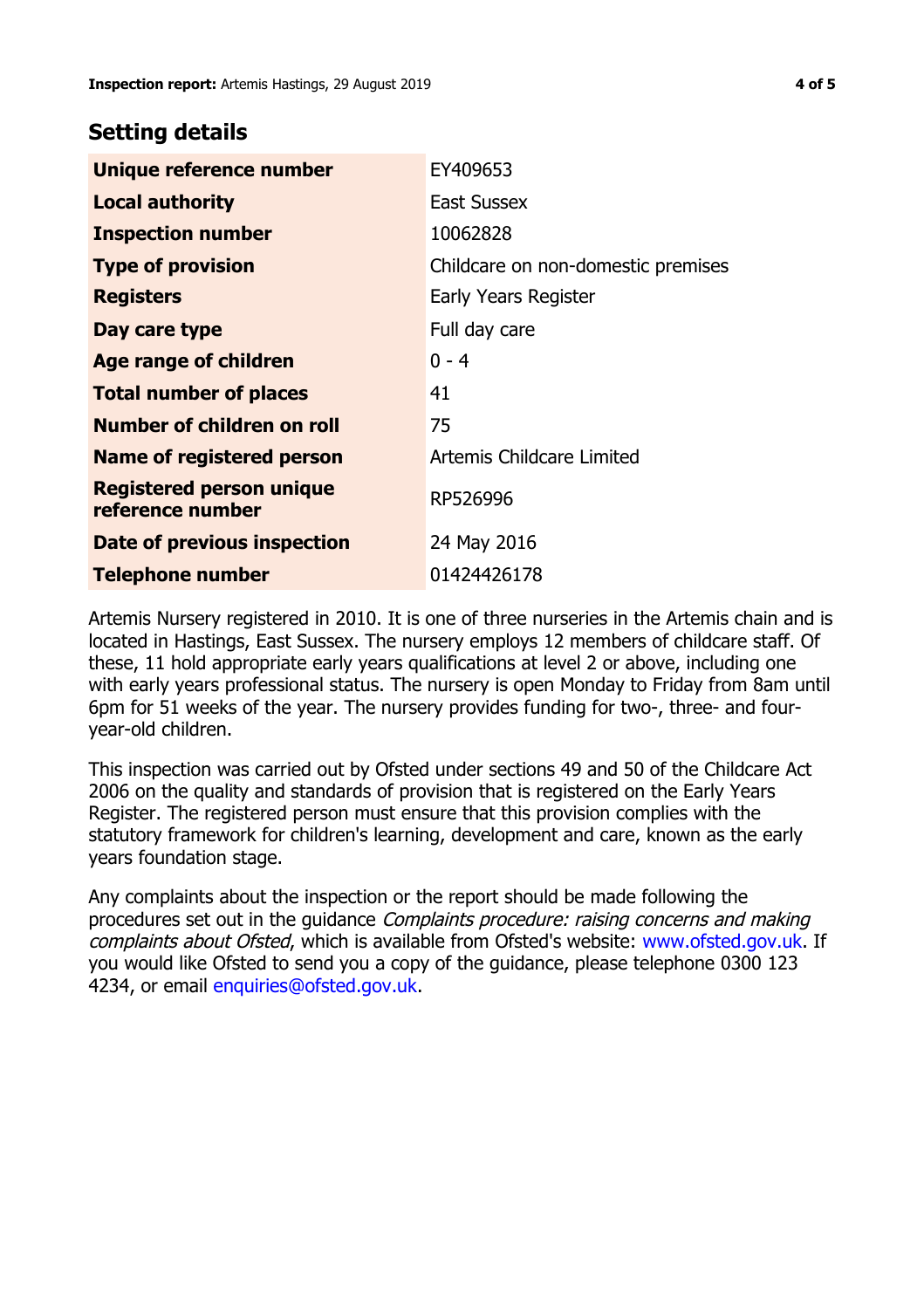## Setting details

| | |
|---|---|
| **Unique reference number** | EY409653 |
| **Local authority** | East Sussex |
| **Inspection number** | 10062828 |
| **Type of provision** | Childcare on non-domestic premises |
| **Registers** | Early Years Register |
| **Day care type** | Full day care |
| **Age range of children** | 0 - 4 |
| **Total number of places** | 41 |
| **Number of children on roll** | 75 |
| **Name of registered person** | Artemis Childcare Limited |
| **Registered person unique reference number** | RP526996 |
| **Date of previous inspection** | 24 May 2016 |
| **Telephone number** | 01424426178 |

Artemis Nursery registered in 2010. It is one of three nurseries in the Artemis chain and is located in Hastings, East Sussex. The nursery employs 12 members of childcare staff. Of these, 11 hold appropriate early years qualifications at level 2 or above, including one with early years professional status. The nursery is open Monday to Friday from 8am until 6pm for 51 weeks of the year. The nursery provides funding for two-, three- and four-year-old children.

This inspection was carried out by Ofsted under sections 49 and 50 of the Childcare Act 2006 on the quality and standards of provision that is registered on the Early Years Register. The registered person must ensure that this provision complies with the statutory framework for children's learning, development and care, known as the early years foundation stage.

Any complaints about the inspection or the report should be made following the procedures set out in the guidance *Complaints procedure: raising concerns and making complaints about Ofsted*, which is available from Ofsted's website: www.ofsted.gov.uk. If you would like Ofsted to send you a copy of the guidance, please telephone 0300 123 4234, or email enquiries@ofsted.gov.uk.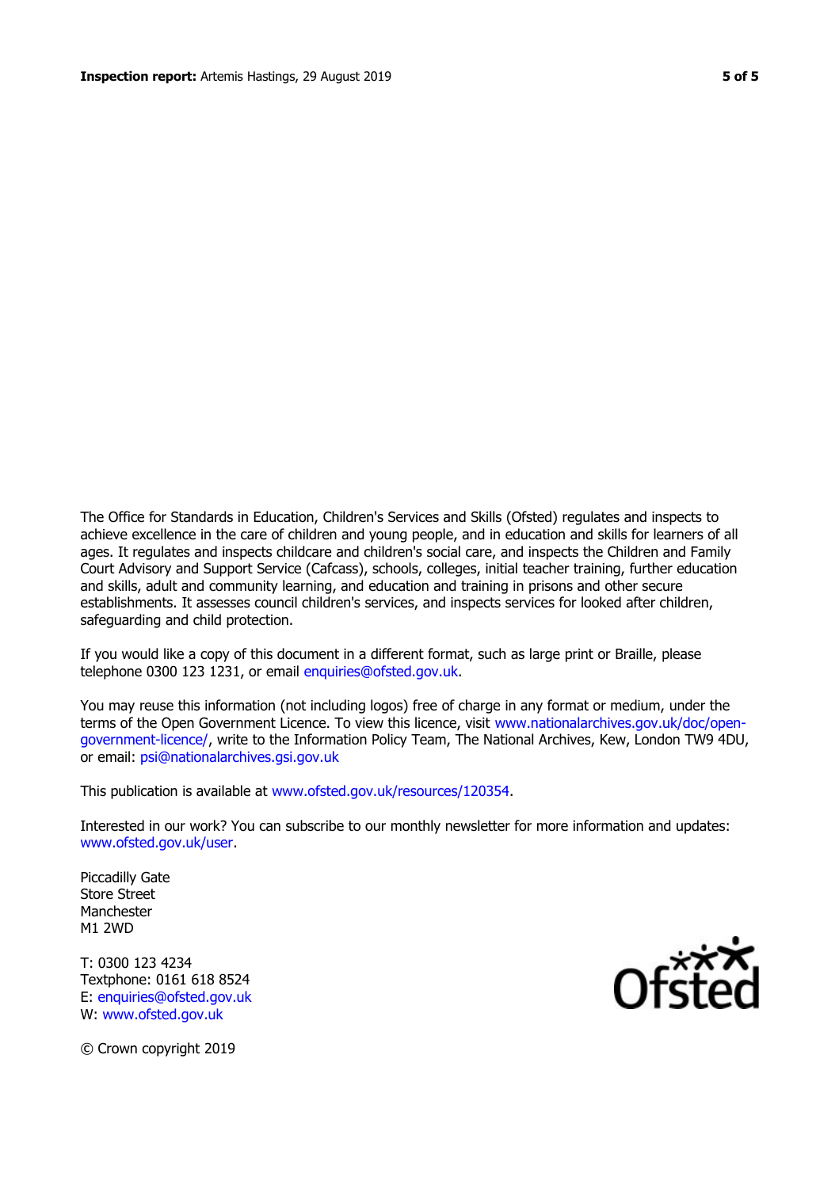The Office for Standards in Education, Children's Services and Skills (Ofsted) regulates and inspects to achieve excellence in the care of children and young people, and in education and skills for learners of all ages. It regulates and inspects childcare and children's social care, and inspects the Children and Family Court Advisory and Support Service (Cafcass), schools, colleges, initial teacher training, further education and skills, adult and community learning, and education and training in prisons and other secure establishments. It assesses council children's services, and inspects services for looked after children, safeguarding and child protection.

If you would like a copy of this document in a different format, such as large print or Braille, please telephone 0300 123 1231, or email enquiries@ofsted.gov.uk.

You may reuse this information (not including logos) free of charge in any format or medium, under the terms of the Open Government Licence. To view this licence, visit www.nationalarchives.gov.uk/doc/open-government-licence/, write to the Information Policy Team, The National Archives, Kew, London TW9 4DU, or email: psi@nationalarchives.gsi.gov.uk

This publication is available at www.ofsted.gov.uk/resources/120354.

Interested in our work? You can subscribe to our monthly newsletter for more information and updates: www.ofsted.gov.uk/user.

Piccadilly Gate  
Store Street  
Manchester  
M1 2WD

T: 0300 123 4234  
Textphone: 0161 618 8524  
E: enquiries@ofsted.gov.uk  
W: www.ofsted.gov.uk

© Crown copyright 2019